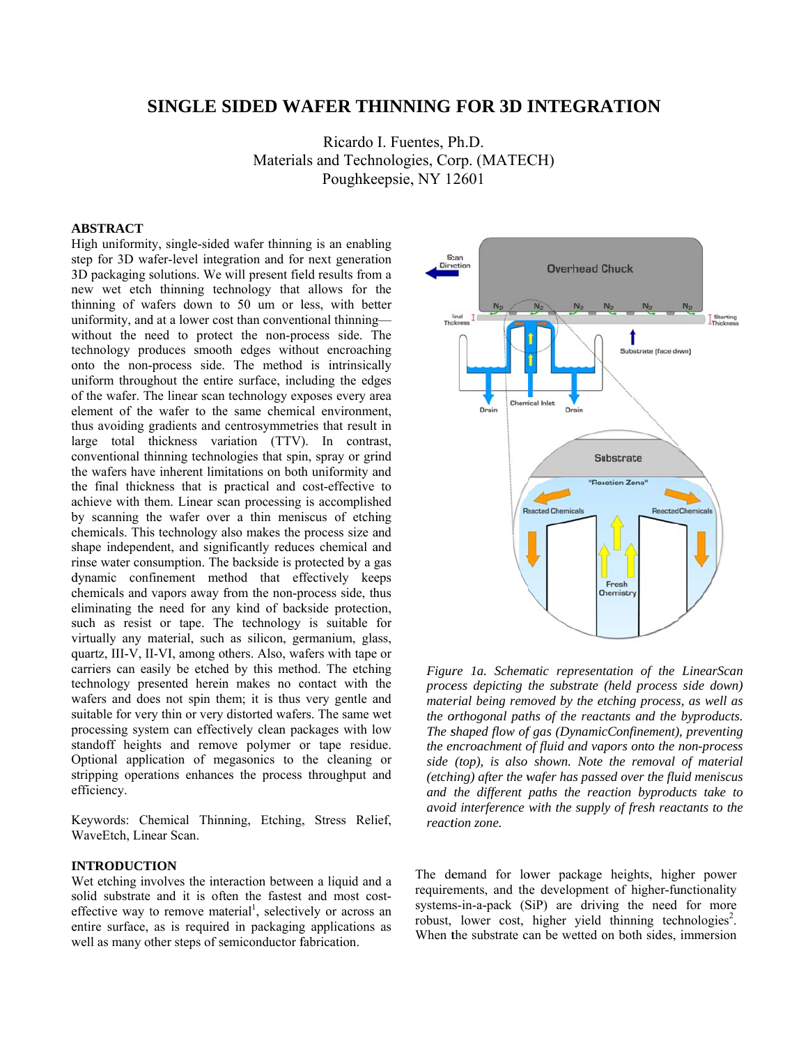# SINGLE SIDED WAFER THINNING FOR 3D INTEGRATION

Ricardo I. Fuentes, Ph.D.
Materials and Technologies, Corp. (MATECH)
Poughkeepsie, NY 12601

## ABSTRACT

High uniformity, single-sided wafer thinning is an enabling step for 3D wafer-level integration and for next generation 3D packaging solutions. We will present field results from a new wet etch thinning technology that allows for the thinning of wafers down to 50 um or less, with better uniformity, and at a lower cost than conventional thinning—without the need to protect the non-process side. The technology produces smooth edges without encroaching onto the non-process side. The method is intrinsically uniform throughout the entire surface, including the edges of the wafer. The linear scan technology exposes every area element of the wafer to the same chemical environment, thus avoiding gradients and centrosymmetries that result in large total thickness variation (TTV). In contrast, conventional thinning technologies that spin, spray or grind the wafers have inherent limitations on both uniformity and the final thickness that is practical and cost-effective to achieve with them. Linear scan processing is accomplished by scanning the wafer over a thin meniscus of etching chemicals. This technology also makes the process size and shape independent, and significantly reduces chemical and rinse water consumption. The backside is protected by a gas dynamic confinement method that effectively keeps chemicals and vapors away from the non-process side, thus eliminating the need for any kind of backside protection, such as resist or tape. The technology is suitable for virtually any material, such as silicon, germanium, glass, quartz, III-V, II-VI, among others. Also, wafers with tape or carriers can easily be etched by this method. The etching technology presented herein makes no contact with the wafers and does not spin them; it is thus very gentle and suitable for very thin or very distorted wafers. The same wet processing system can effectively clean packages with low standoff heights and remove polymer or tape residue. Optional application of megasonics to the cleaning or stripping operations enhances the process throughput and efficiency.

Keywords: Chemical Thinning, Etching, Stress Relief, WaveEtch, Linear Scan.

## INTRODUCTION

Wet etching involves the interaction between a liquid and a solid substrate and it is often the fastest and most cost-effective way to remove material[1], selectively or across an entire surface, as is required in packaging applications as well as many other steps of semiconductor fabrication.

*Figure 1a. Schematic representation of the LinearScan process depicting the substrate (held process side down) material being removed by the etching process, as well as the orthogonal paths of the reactants and the byproducts. The shaped flow of gas (DynamicConfinement), preventing the encroachment of fluid and vapors onto the non-process side (top), is also shown. Note the removal of material (etching) after the wafer has passed over the fluid meniscus and the different paths the reaction byproducts take to avoid interference with the supply of fresh reactants to the reaction zone.*

The demand for lower package heights, higher power requirements, and the development of higher-functionality systems-in-a-pack (SiP) are driving the need for more robust, lower cost, higher yield thinning technologies[2]. When the substrate can be wetted on both sides, immersion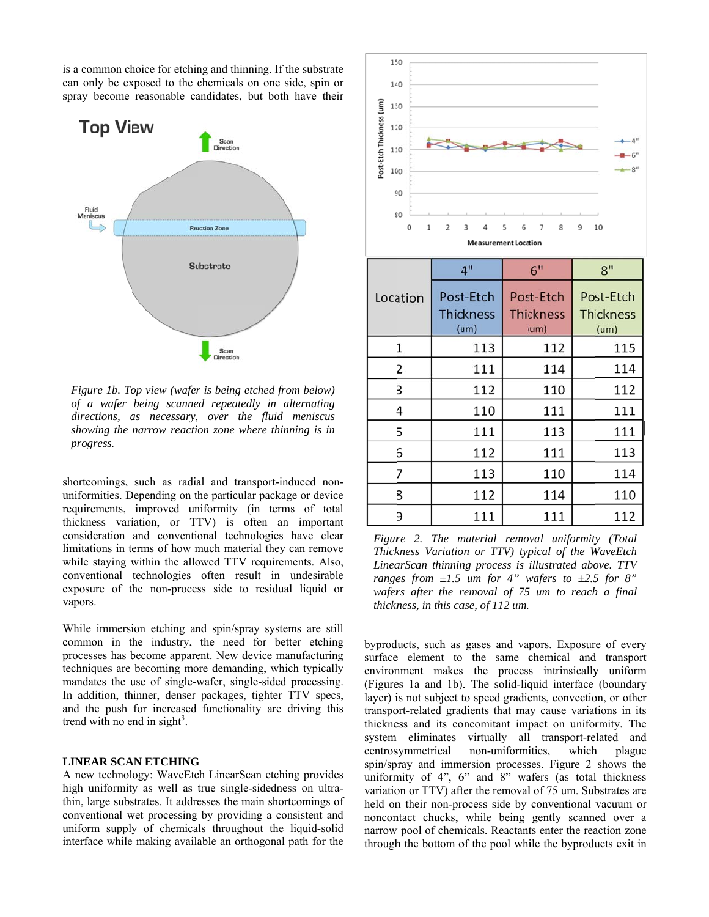is a common choice for etching and thinning. If the substrate can only be exposed to the chemicals on one side, spin or spray become reasonable candidates, but both have their

*Figure 1b. Top view (wafer is being etched from below) of a wafer being scanned repeatedly in alternating directions, as necessary, over the fluid meniscus showing the narrow reaction zone where thinning is in progress.*

shortcomings, such as radial and transport-induced non-uniformities. Depending on the particular package or device requirements, improved uniformity (in terms of total thickness variation, or TTV) is often an important consideration and conventional technologies have clear limitations in terms of how much material they can remove while staying within the allowed TTV requirements. Also, conventional technologies often result in undesirable exposure of the non-process side to residual liquid or vapors.

While immersion etching and spin/spray systems are still common in the industry, the need for better etching processes has become apparent. New device manufacturing techniques are becoming more demanding, which typically mandates the use of single-wafer, single-sided processing. In addition, thinner, denser packages, tighter TTV specs, and the push for increased functionality are driving this trend with no end in sight[3].

## LINEAR SCAN ETCHING

A new technology: WaveEtch LinearScan etching provides high uniformity as well as true single-sidedness on ultra-thin, large substrates. It addresses the main shortcomings of conventional wet processing by providing a consistent and uniform supply of chemicals throughout the liquid-solid interface while making available an orthogonal path for the byproducts, such as gases and vapors. Exposure of every surface element to the same chemical and transport environment makes the process intrinsically uniform (Figures 1a and 1b). The solid-liquid interface (boundary layer) is not subject to speed gradients, convection, or other transport-related gradients that may cause variations in its thickness and its concomitant impact on uniformity. The system eliminates virtually all transport-related and centrosymmetrical non-uniformities, which plague spin/spray and immersion processes. Figure 2 shows the uniformity of 4", 6" and 8" wafers (as total thickness variation or TTV) after the removal of 75 um. Substrates are held on their non-process side by conventional vacuum or noncontact chucks, while being gently scanned over a narrow pool of chemicals. Reactants enter the reaction zone through the bottom of the pool while the byproducts exit in

| Location | 4" Post-Etch Thickness (um) | 6" Post-Etch Thickness (um) | 8" Post-Etch Thickness (um) |
|---|---|---|---|
| 1 | 113 | 112 | 115 |
| 2 | 111 | 114 | 114 |
| 3 | 112 | 110 | 112 |
| 4 | 110 | 111 | 111 |
| 5 | 111 | 113 | 111 |
| 6 | 112 | 111 | 113 |
| 7 | 113 | 110 | 114 |
| 8 | 112 | 114 | 110 |
| 9 | 111 | 111 | 112 |

*Figure 2. The material removal uniformity (Total Thickness Variation or TTV) typical of the WaveEtch LinearScan thinning process is illustrated above. TTV ranges from ±1.5 um for 4" wafers to ±2.5 for 8" wafers after the removal of 75 um to reach a final thickness, in this case, of 112 um.*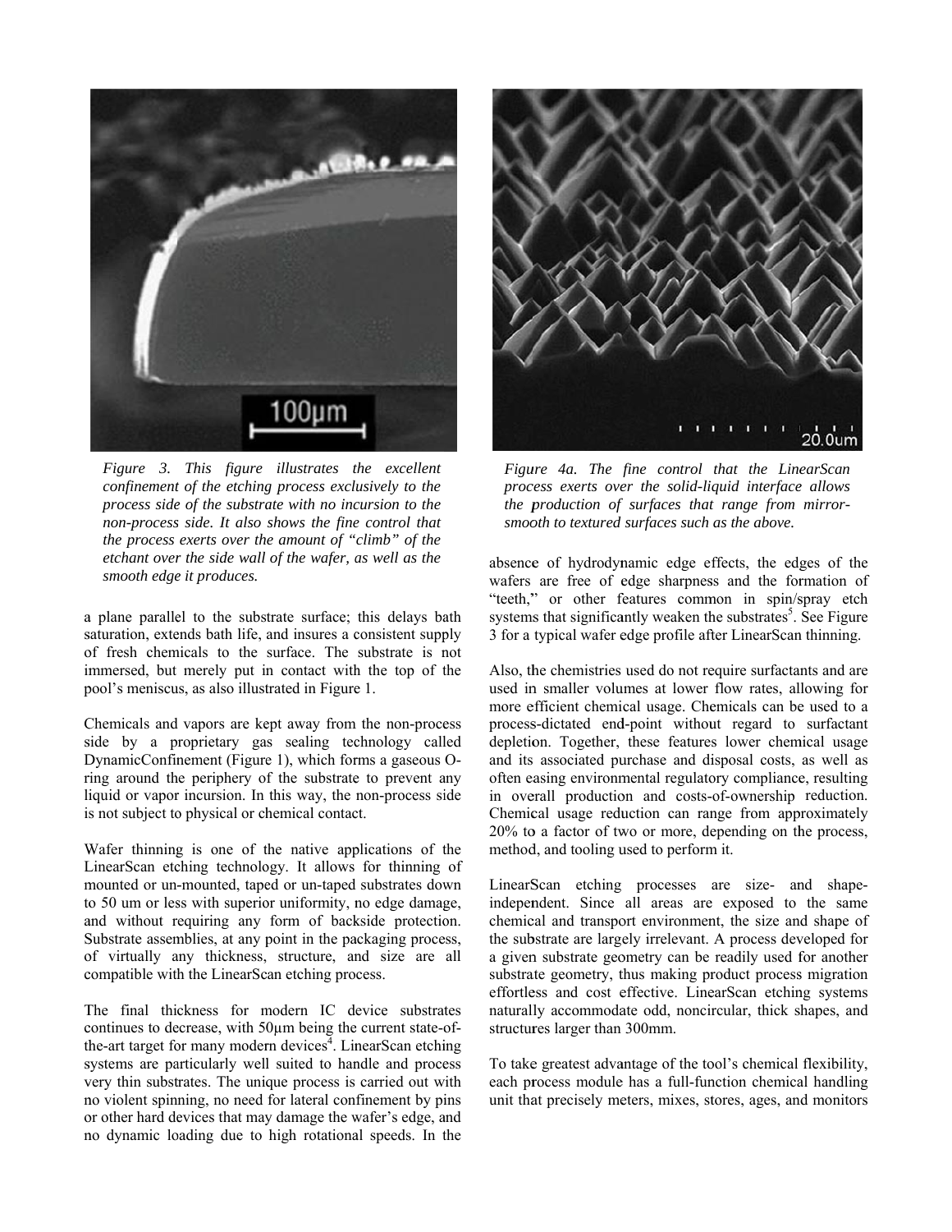*Figure 3. This figure illustrates the excellent confinement of the etching process exclusively to the process side of the substrate with no incursion to the non-process side. It also shows the fine control that the process exerts over the amount of "climb" of the etchant over the side wall of the wafer, as well as the smooth edge it produces.*

a plane parallel to the substrate surface; this delays bath saturation, extends bath life, and insures a consistent supply of fresh chemicals to the surface. The substrate is not immersed, but merely put in contact with the top of the pool's meniscus, as also illustrated in Figure 1.

Chemicals and vapors are kept away from the non-process side by a proprietary gas sealing technology called DynamicConfinement (Figure 1), which forms a gaseous O-ring around the periphery of the substrate to prevent any liquid or vapor incursion. In this way, the non-process side is not subject to physical or chemical contact.

Wafer thinning is one of the native applications of the LinearScan etching technology. It allows for thinning of mounted or un-mounted, taped or un-taped substrates down to 50 um or less with superior uniformity, no edge damage, and without requiring any form of backside protection. Substrate assemblies, at any point in the packaging process, of virtually any thickness, structure, and size are all compatible with the LinearScan etching process.

The final thickness for modern IC device substrates continues to decrease, with 50µm being the current state-of-the-art target for many modern devices[4]. LinearScan etching systems are particularly well suited to handle and process very thin substrates. The unique process is carried out with no violent spinning, no need for lateral confinement by pins or other hard devices that may damage the wafer's edge, and no dynamic loading due to high rotational speeds. In the absence of hydrodynamic edge effects, the edges of the wafers are free of edge sharpness and the formation of "teeth," or other features common in spin/spray etch systems that significantly weaken the substrates[5]. See Figure 3 for a typical wafer edge profile after LinearScan thinning.

*Figure 4a. The fine control that the LinearScan process exerts over the solid-liquid interface allows the production of surfaces that range from mirror-smooth to textured surfaces such as the above.*

Also, the chemistries used do not require surfactants and are used in smaller volumes at lower flow rates, allowing for more efficient chemical usage. Chemicals can be used to a process-dictated end-point without regard to surfactant depletion. Together, these features lower chemical usage and its associated purchase and disposal costs, as well as often easing environmental regulatory compliance, resulting in overall production and costs-of-ownership reduction. Chemical usage reduction can range from approximately 20% to a factor of two or more, depending on the process, method, and tooling used to perform it.

LinearScan etching processes are size- and shape-independent. Since all areas are exposed to the same chemical and transport environment, the size and shape of the substrate are largely irrelevant. A process developed for a given substrate geometry can be readily used for another substrate geometry, thus making product process migration effortless and cost effective. LinearScan etching systems naturally accommodate odd, noncircular, thick shapes, and structures larger than 300mm.

To take greatest advantage of the tool's chemical flexibility, each process module has a full-function chemical handling unit that precisely meters, mixes, stores, ages, and monitors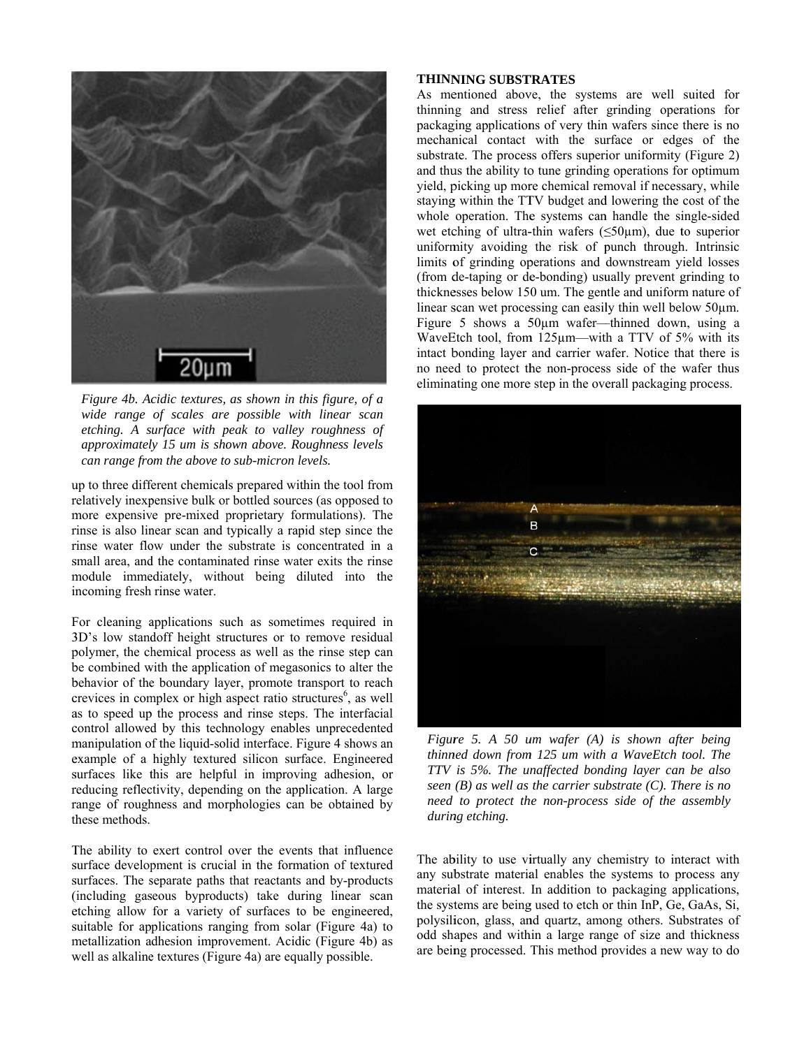*Figure 4b. Acidic textures, as shown in this figure, of a wide range of scales are possible with linear scan etching. A surface with peak to valley roughness of approximately 15 um is shown above. Roughness levels can range from the above to sub-micron levels.*

up to three different chemicals prepared within the tool from relatively inexpensive bulk or bottled sources (as opposed to more expensive pre-mixed proprietary formulations). The rinse is also linear scan and typically a rapid step since the rinse water flow under the substrate is concentrated in a small area, and the contaminated rinse water exits the rinse module immediately, without being diluted into the incoming fresh rinse water.

For cleaning applications such as sometimes required in 3D's low standoff height structures or to remove residual polymer, the chemical process as well as the rinse step can be combined with the application of megasonics to alter the behavior of the boundary layer, promote transport to reach crevices in complex or high aspect ratio structures[6], as well as to speed up the process and rinse steps. The interfacial control allowed by this technology enables unprecedented manipulation of the liquid-solid interface. Figure 4 shows an example of a highly textured silicon surface. Engineered surfaces like this are helpful in improving adhesion, or reducing reflectivity, depending on the application. A large range of roughness and morphologies can be obtained by these methods.

The ability to exert control over the events that influence surface development is crucial in the formation of textured surfaces. The separate paths that reactants and by-products (including gaseous byproducts) take during linear scan etching allow for a variety of surfaces to be engineered, suitable for applications ranging from solar (Figure 4a) to metallization adhesion improvement. Acidic (Figure 4b) as well as alkaline textures (Figure 4a) are equally possible.

## THINNING SUBSTRATES

As mentioned above, the systems are well suited for thinning and stress relief after grinding operations for packaging applications of very thin wafers since there is no mechanical contact with the surface or edges of the substrate. The process offers superior uniformity (Figure 2) and thus the ability to tune grinding operations for optimum yield, picking up more chemical removal if necessary, while staying within the TTV budget and lowering the cost of the whole operation. The systems can handle the single-sided wet etching of ultra-thin wafers (≤50µm), due to superior uniformity avoiding the risk of punch through. Intrinsic limits of grinding operations and downstream yield losses (from de-taping or de-bonding) usually prevent grinding to thicknesses below 150 um. The gentle and uniform nature of linear scan wet processing can easily thin well below 50µm. Figure 5 shows a 50µm wafer—thinned down, using a WaveEtch tool, from 125µm—with a TTV of 5% with its intact bonding layer and carrier wafer. Notice that there is no need to protect the non-process side of the wafer thus eliminating one more step in the overall packaging process.

*Figure 5. A 50 um wafer (A) is shown after being thinned down from 125 um with a WaveEtch tool. The TTV is 5%. The unaffected bonding layer can be also seen (B) as well as the carrier substrate (C). There is no need to protect the non-process side of the assembly during etching.*

The ability to use virtually any chemistry to interact with any substrate material enables the systems to process any material of interest. In addition to packaging applications, the systems are being used to etch or thin InP, Ge, GaAs, Si, polysilicon, glass, and quartz, among others. Substrates of odd shapes and within a large range of size and thickness are being processed. This method provides a new way to do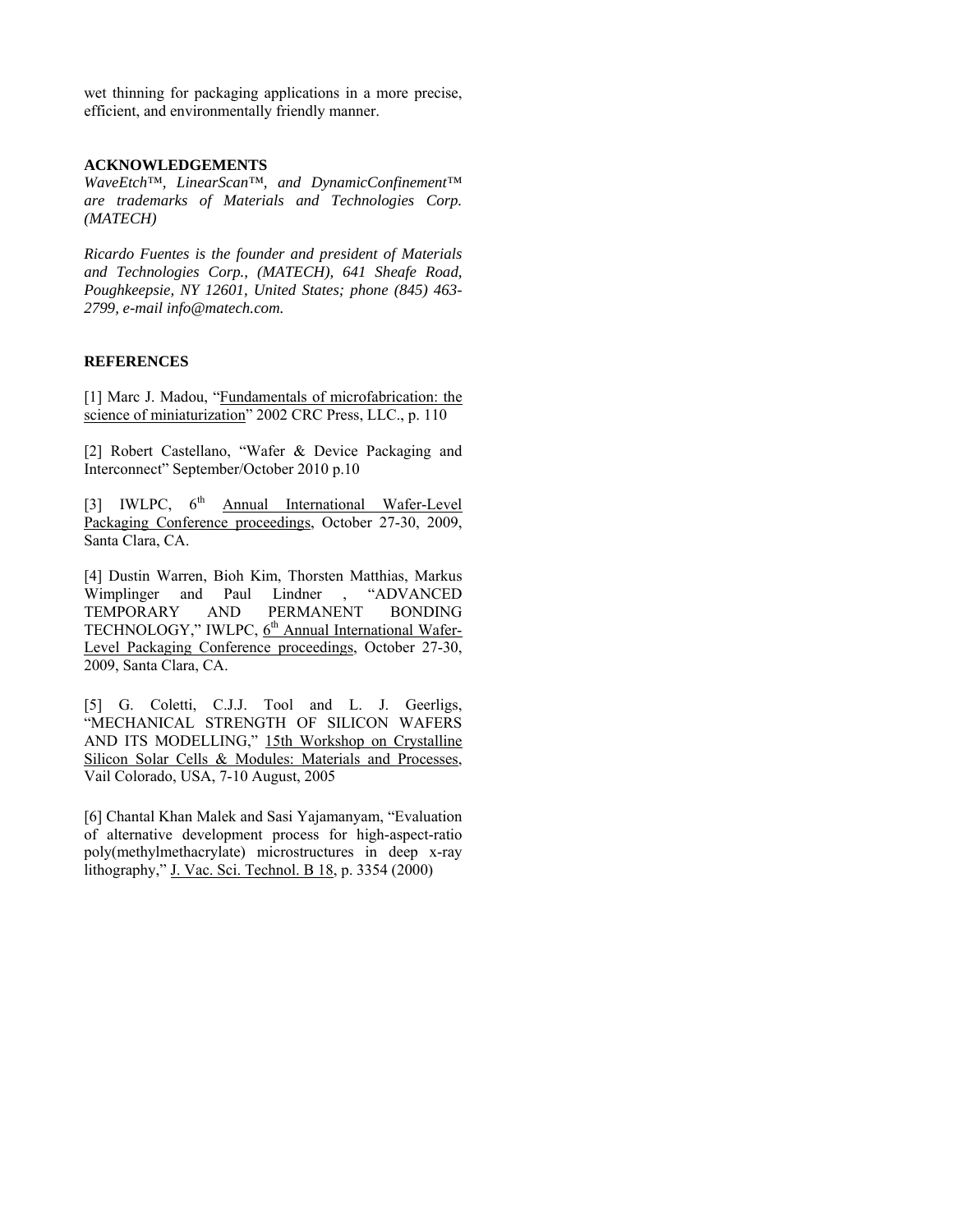wet thinning for packaging applications in a more precise, efficient, and environmentally friendly manner.

## ACKNOWLEDGEMENTS

*WaveEtch™, LinearScan™, and DynamicConfinement™ are trademarks of Materials and Technologies Corp. (MATECH)*

*Ricardo Fuentes is the founder and president of Materials and Technologies Corp., (MATECH), 641 Sheafe Road, Poughkeepsie, NY 12601, United States; phone (845) 463-2799, e-mail info@matech.com.*

## REFERENCES

[1] Marc J. Madou, "Fundamentals of microfabrication: the science of miniaturization" 2002 CRC Press, LLC., p. 110

[2] Robert Castellano, "Wafer & Device Packaging and Interconnect" September/October 2010 p.10

[3] IWLPC, 6th Annual International Wafer-Level Packaging Conference proceedings, October 27-30, 2009, Santa Clara, CA.

[4] Dustin Warren, Bioh Kim, Thorsten Matthias, Markus Wimplinger and Paul Lindner , "ADVANCED TEMPORARY AND PERMANENT BONDING TECHNOLOGY," IWLPC, 6th Annual International Wafer-Level Packaging Conference proceedings, October 27-30, 2009, Santa Clara, CA.

[5] G. Coletti, C.J.J. Tool and L. J. Geerligs, "MECHANICAL STRENGTH OF SILICON WAFERS AND ITS MODELLING," 15th Workshop on Crystalline Silicon Solar Cells & Modules: Materials and Processes, Vail Colorado, USA, 7-10 August, 2005

[6] Chantal Khan Malek and Sasi Yajamanyam, "Evaluation of alternative development process for high-aspect-ratio poly(methylmethacrylate) microstructures in deep x-ray lithography," J. Vac. Sci. Technol. B 18, p. 3354 (2000)